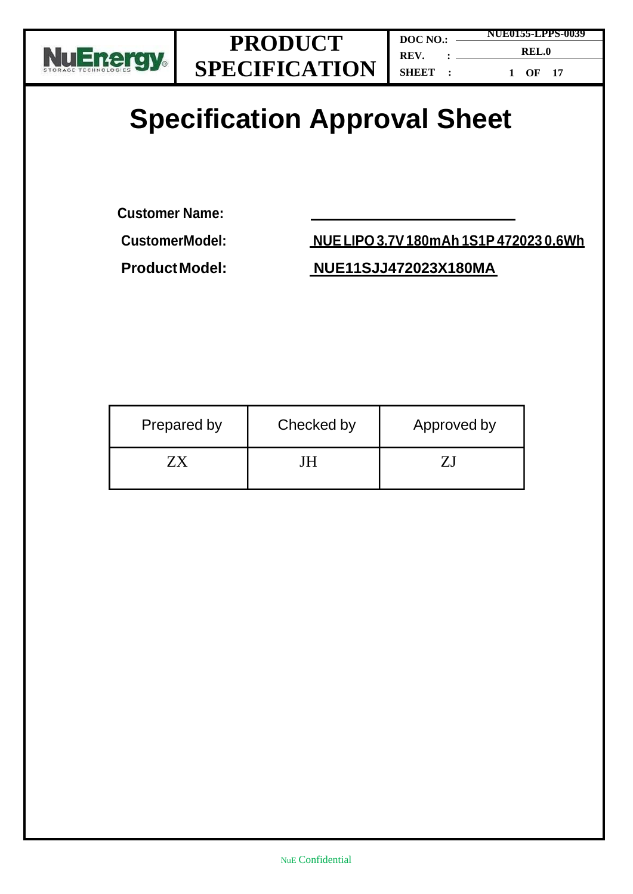# Specification Approval Sheet

**Customer Name:** \_\_\_\_\_\_\_\_\_\_\_\_\_\_\_\_\_\_\_\_\_\_\_\_\_\_

**CustomerModel:** **NUE LIPO 3.7V 180mAh 1S1P 472023 0.6Wh**

**Product Model:** **NUE11SJJ472023X180MA**

| Prepared by | Checked by | Approved by |
| --- | --- | --- |
| ZX | JH | ZJ |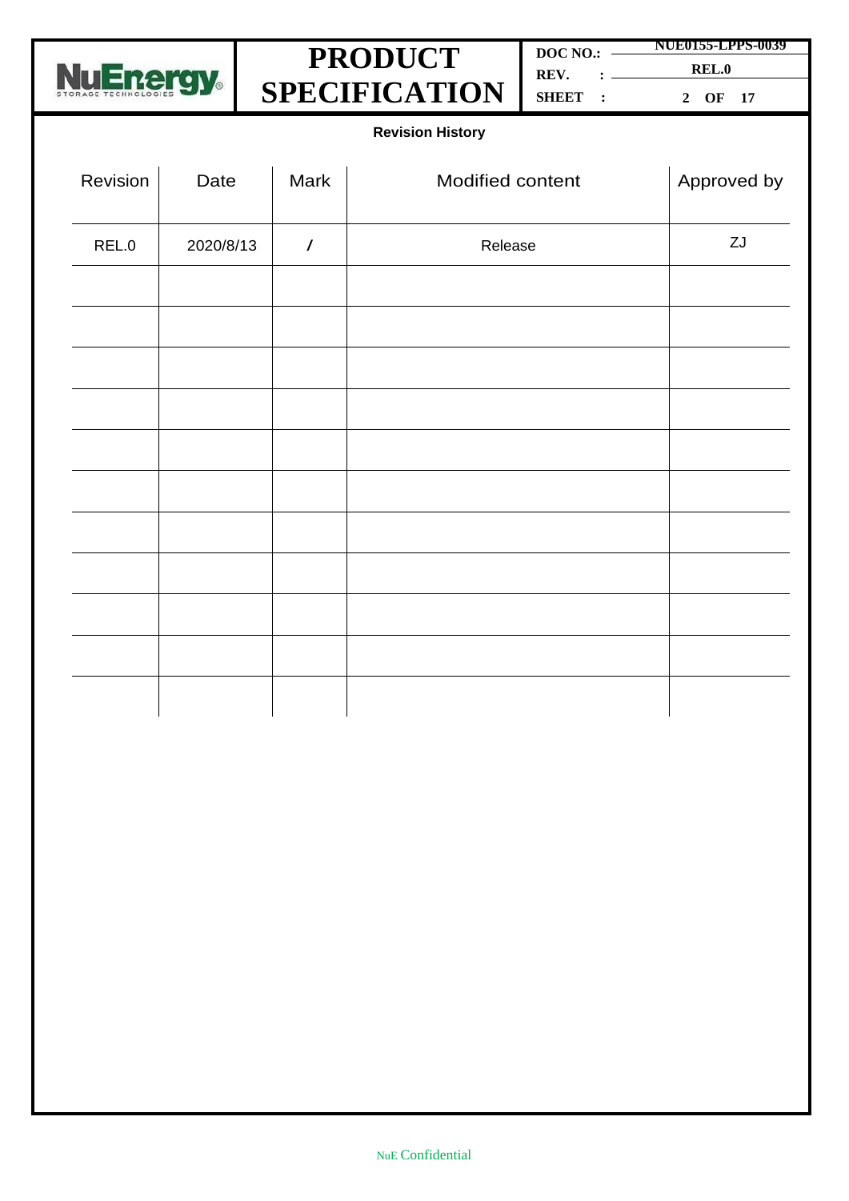**Revision History**

| Revision | Date | Mark | Modified content | Approved by |
|---|---|---|---|---|
| REL.0 | 2020/8/13 | / | Release | ZJ |
| | | | | |
| | | | | |
| | | | | |
| | | | | |
| | | | | |
| | | | | |
| | | | | |
| | | | | |
| | | | | |
| | | | | |
| | | | | |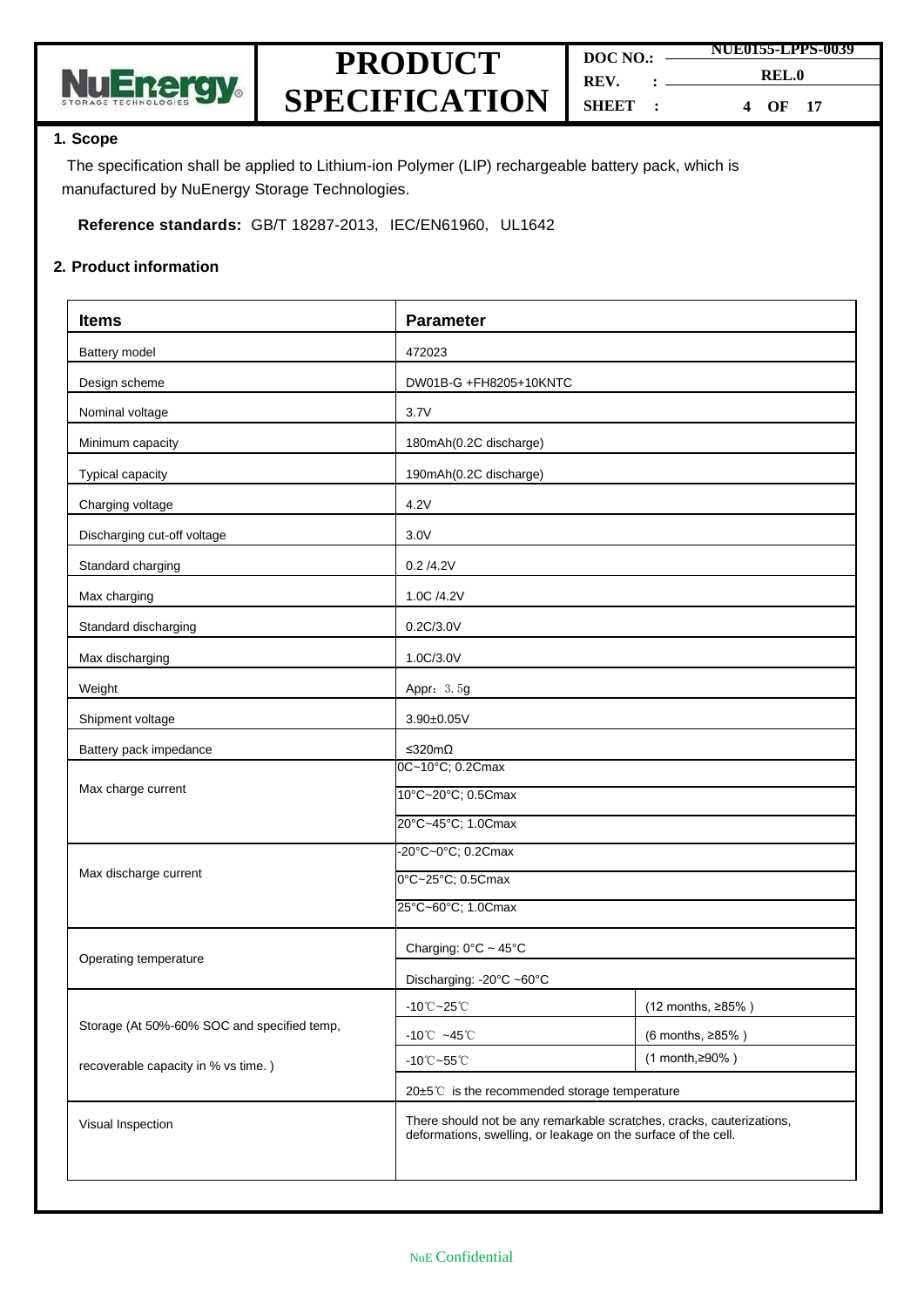## 1. Scope

The specification shall be applied to Lithium-ion Polymer (LIP) rechargeable battery pack, which is manufactured by NuEnergy Storage Technologies.

**Reference standards:** GB/T 18287-2013, IEC/EN61960, UL1642

## 2. Product information

| Items | Parameter | |
|---|---|---|
| Battery model | 472023 | |
| Design scheme | DW01B-G +FH8205+10KNTC | |
| Nominal voltage | 3.7V | |
| Minimum capacity | 180mAh(0.2C discharge) | |
| Typical capacity | 190mAh(0.2C discharge) | |
| Charging voltage | 4.2V | |
| Discharging cut-off voltage | 3.0V | |
| Standard charging | 0.2 /4.2V | |
| Max charging | 1.0C /4.2V | |
| Standard discharging | 0.2C/3.0V | |
| Max discharging | 1.0C/3.0V | |
| Weight | Appr：3.5g | |
| Shipment voltage | 3.90±0.05V | |
| Battery pack impedance | ≤320mΩ | |
| Max charge current | 0C~10°C; 0.2Cmax | |
| | 10°C~20°C; 0.5Cmax | |
| | 20°C~45°C; 1.0Cmax | |
| Max discharge current | -20°C~0°C; 0.2Cmax | |
| | 0°C~25°C; 0.5Cmax | |
| | 25°C~60°C; 1.0Cmax | |
| Operating temperature | Charging: 0°C ~ 45°C | |
| | Discharging: -20°C ~60°C | |
| Storage (At 50%-60% SOC and specified temp, recoverable capacity in % vs time. ) | -10℃~25℃ | (12 months, ≥85% ) |
| | -10℃ ~45℃ | (6 months, ≥85% ) |
| | -10℃~55℃ | (1 month,≥90% ) |
| | 20±5℃ is the recommended storage temperature | |
| Visual Inspection | There should not be any remarkable scratches, cracks, cauterizations, deformations, swelling, or leakage on the surface of the cell. | |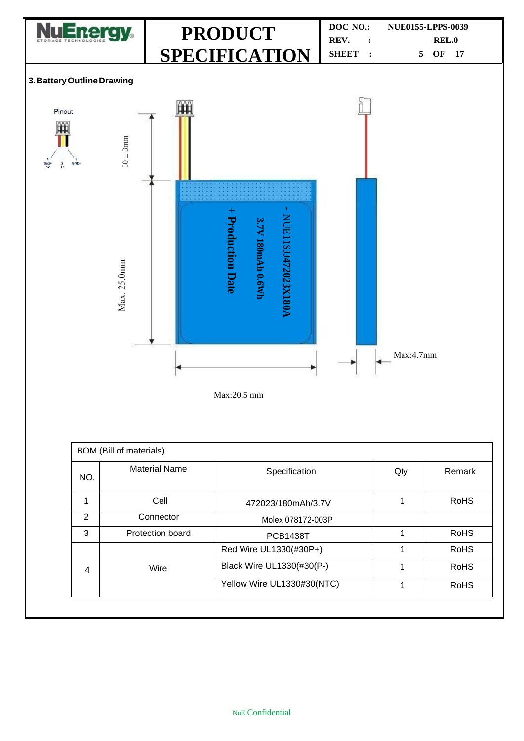### 3. Battery Outline Drawing

Pinout

1 Batt+ 4V　2 Th　3 GND-

50 ± 3mm

Max: 25.0mm

+ Production Date

3.7V 180mAh 0.6Wh

- NUE11SJ472023X180A

Max:4.7mm

Max:20.5 mm

| BOM (Bill of materials) | | | | |
|---|---|---|---|---|
| NO. | Material Name | Specification | Qty | Remark |
| 1 | Cell | 472023/180mAh/3.7V | 1 | RoHS |
| 2 | Connector | Molex 078172-003P | | |
| 3 | Protection board | PCB1438T | 1 | RoHS |
| 4 | Wire | Red Wire UL1330(#30P+) | 1 | RoHS |
| | | Black Wire UL1330(#30P-) | 1 | RoHS |
| | | Yellow Wire UL1330#30(NTC) | 1 | RoHS |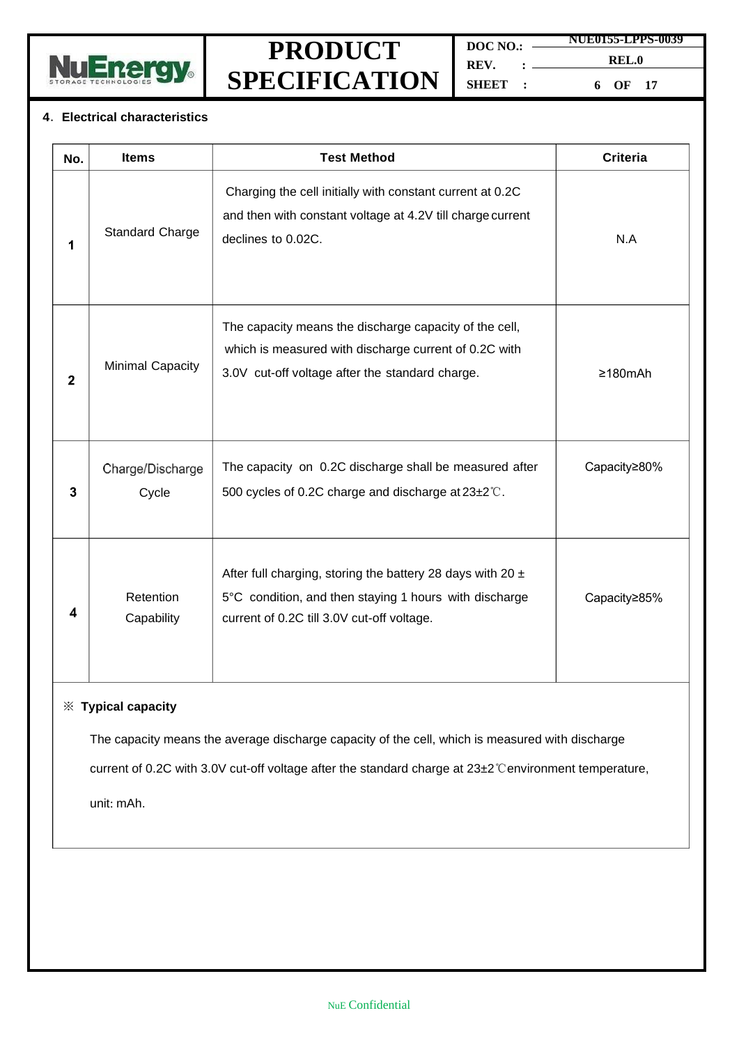## 4. Electrical characteristics

| No. | Items | Test Method | Criteria |
| --- | --- | --- | --- |
| 1 | Standard Charge | Charging the cell initially with constant current at 0.2C and then with constant voltage at 4.2V till charge current declines to 0.02C. | N.A |
| 2 | Minimal Capacity | The capacity means the discharge capacity of the cell, which is measured with discharge current of 0.2C with 3.0V cut-off voltage after the standard charge. | ≥180mAh |
| 3 | Charge/Discharge Cycle | The capacity on 0.2C discharge shall be measured after 500 cycles of 0.2C charge and discharge at 23±2℃. | Capacity≥80% |
| 4 | Retention Capability | After full charging, storing the battery 28 days with 20 ± 5°C condition, and then staying 1 hours with discharge current of 0.2C till 3.0V cut-off voltage. | Capacity≥85% |

※ **Typical capacity**

The capacity means the average discharge capacity of the cell, which is measured with discharge current of 0.2C with 3.0V cut-off voltage after the standard charge at 23±2℃environment temperature, unit: mAh.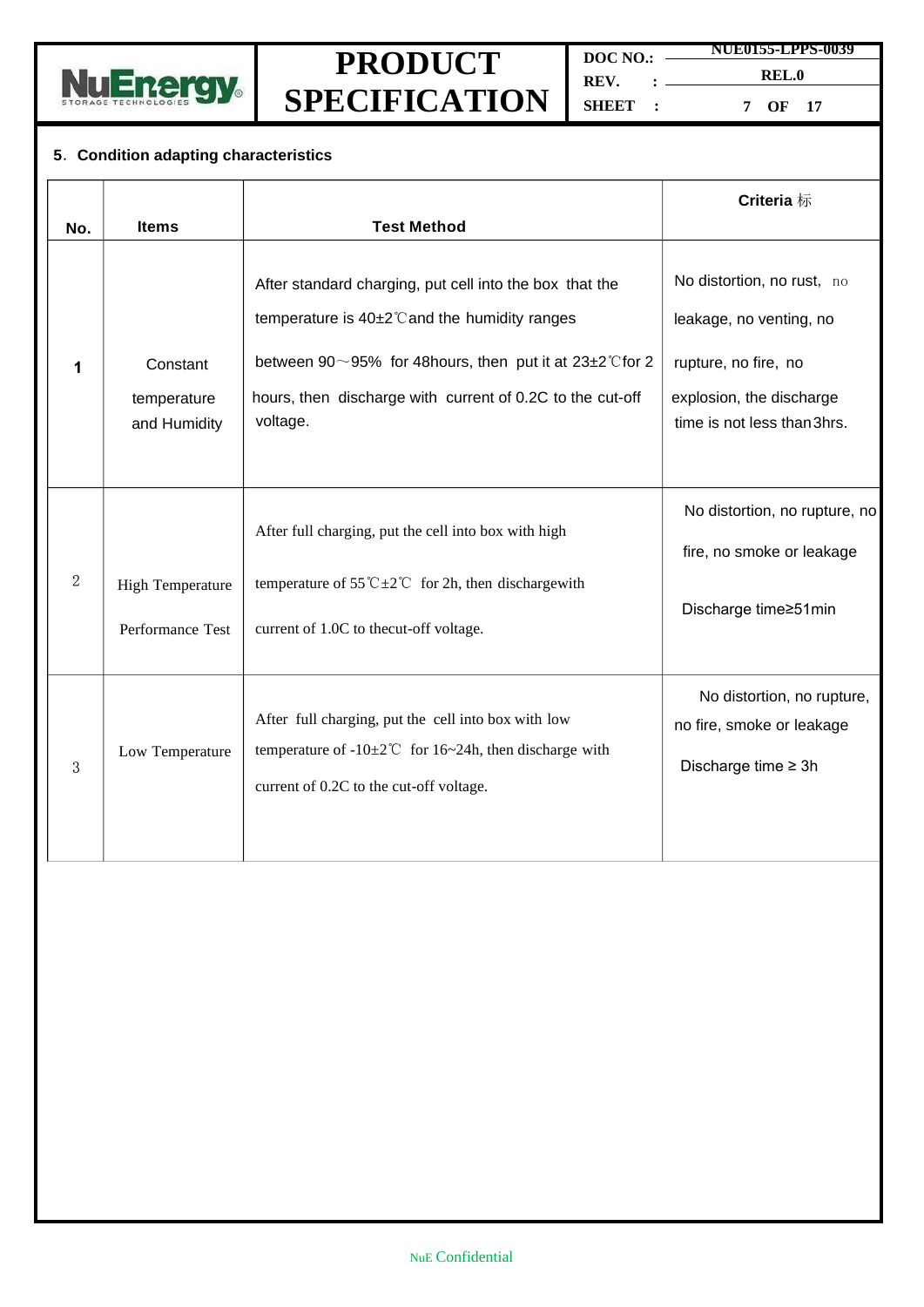## 5. Condition adapting characteristics

| No. | Items | Test Method | Criteria 标 |
|---|---|---|---|
| 1 | Constant temperature and Humidity | After standard charging, put cell into the box that the temperature is 40±2℃and the humidity ranges between 90～95% for 48hours, then put it at 23±2℃for 2 hours, then discharge with current of 0.2C to the cut-off voltage. | No distortion, no rust, no leakage, no venting, no rupture, no fire, no explosion, the discharge time is not less than3hrs. |
| 2 | High Temperature Performance Test | After full charging, put the cell into box with high temperature of 55℃±2℃ for 2h, then dischargewith current of 1.0C to thecut-off voltage. | No distortion, no rupture, no fire, no smoke or leakage<br>Discharge time≥51min |
| 3 | Low Temperature | After full charging, put the cell into box with low temperature of -10±2℃ for 16~24h, then discharge with current of 0.2C to the cut-off voltage. | No distortion, no rupture, no fire, smoke or leakage<br>Discharge time ≥ 3h |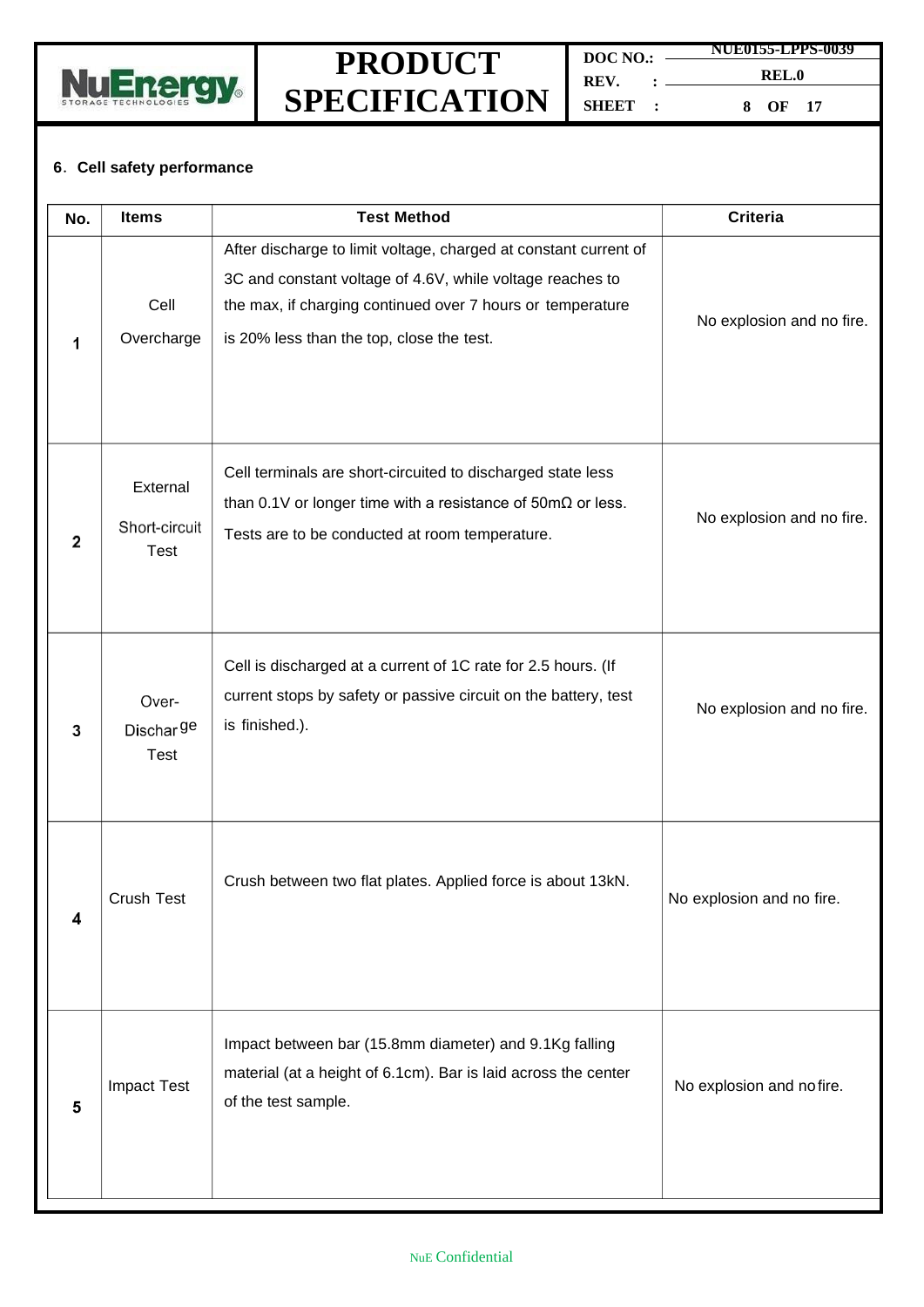## 6. Cell safety performance

| No. | Items | Test Method | Criteria |
|---|---|---|---|
| 1 | Cell Overcharge | After discharge to limit voltage, charged at constant current of 3C and constant voltage of 4.6V, while voltage reaches to the max, if charging continued over 7 hours or temperature is 20% less than the top, close the test. | No explosion and no fire. |
| 2 | External Short-circuit Test | Cell terminals are short-circuited to discharged state less than 0.1V or longer time with a resistance of 50mΩ or less. Tests are to be conducted at room temperature. | No explosion and no fire. |
| 3 | Over-Discharge Test | Cell is discharged at a current of 1C rate for 2.5 hours. (If current stops by safety or passive circuit on the battery, test is finished.). | No explosion and no fire. |
| 4 | Crush Test | Crush between two flat plates. Applied force is about 13kN. | No explosion and no fire. |
| 5 | Impact Test | Impact between bar (15.8mm diameter) and 9.1Kg falling material (at a height of 6.1cm). Bar is laid across the center of the test sample. | No explosion and no fire. |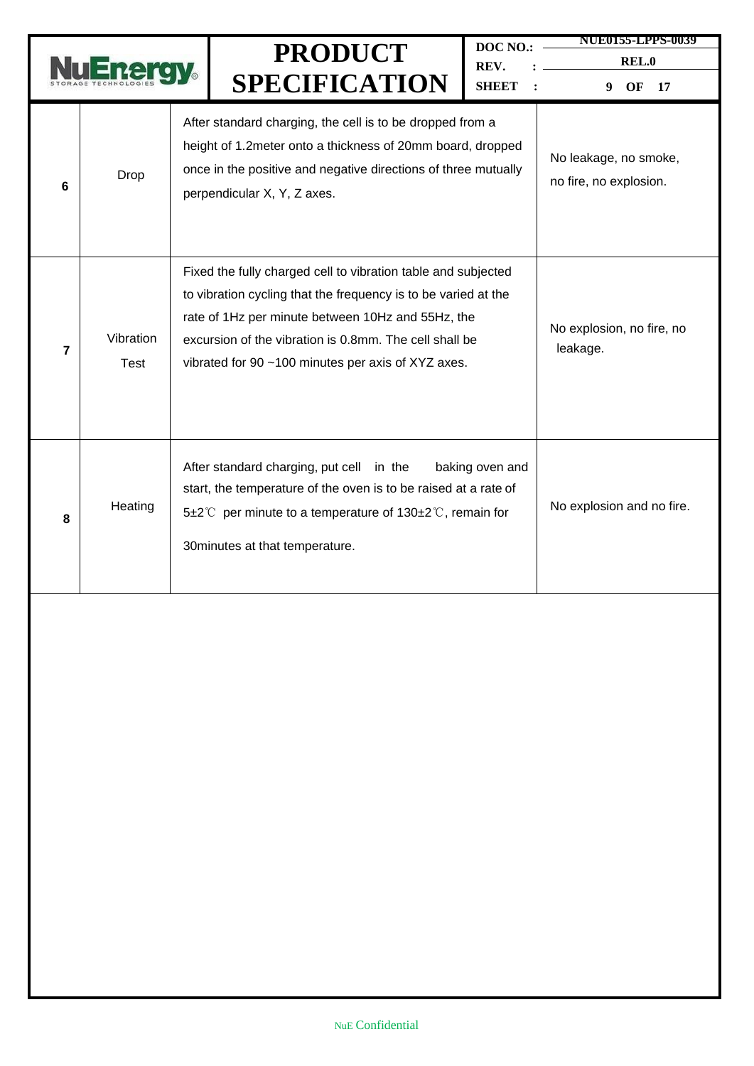| 6 | Drop | After standard charging, the cell is to be dropped from a height of 1.2meter onto a thickness of 20mm board, dropped once in the positive and negative directions of three mutually perpendicular X, Y, Z axes. | No leakage, no smoke, no fire, no explosion. |
|---|---|---|---|
| 7 | Vibration Test | Fixed the fully charged cell to vibration table and subjected to vibration cycling that the frequency is to be varied at the rate of 1Hz per minute between 10Hz and 55Hz, the excursion of the vibration is 0.8mm. The cell shall be vibrated for 90 ~100 minutes per axis of XYZ axes. | No explosion, no fire, no leakage. |
| 8 | Heating | After standard charging, put cell in the baking oven and start, the temperature of the oven is to be raised at a rate of 5±2℃ per minute to a temperature of 130±2℃, remain for 30minutes at that temperature. | No explosion and no fire. |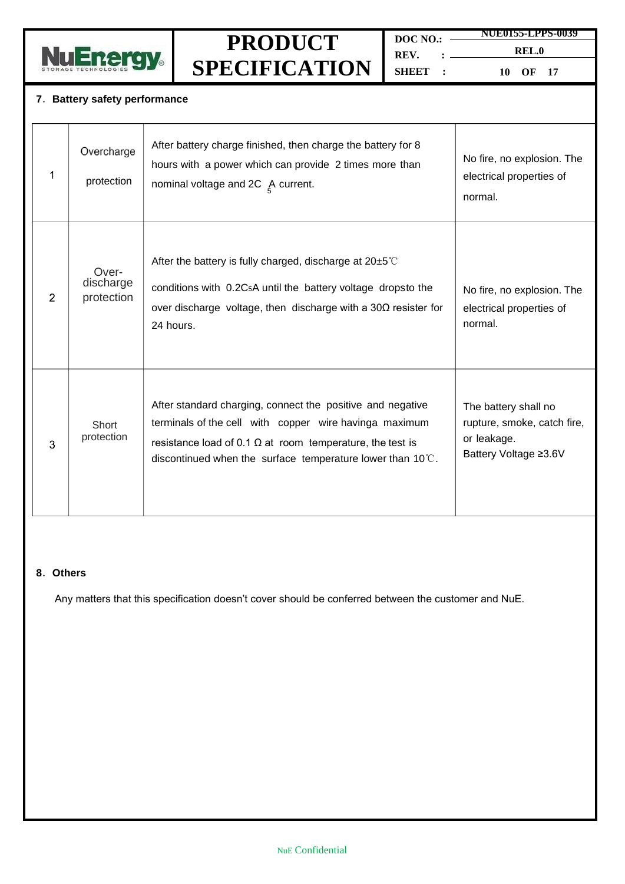## 7. Battery safety performance

| | | | |
|---|---|---|---|
| 1 | Overcharge protection | After battery charge finished, then charge the battery for 8 hours with a power which can provide 2 times more than nominal voltage and 2C $_5$A current. | No fire, no explosion. The electrical properties of normal. |
| 2 | Over-discharge protection | After the battery is fully charged, discharge at 20±5℃ conditions with 0.2$C_5$A until the battery voltage dropsto the over discharge voltage, then discharge with a 30Ω resister for 24 hours. | No fire, no explosion. The electrical properties of normal. |
| 3 | Short protection | After standard charging, connect the positive and negative terminals of the cell with copper wire havinga maximum resistance load of 0.1 Ω at room temperature, the test is discontinued when the surface temperature lower than 10℃. | The battery shall no rupture, smoke, catch fire, or leakage. Battery Voltage ≥3.6V |

## 8. Others

Any matters that this specification doesn't cover should be conferred between the customer and NuE.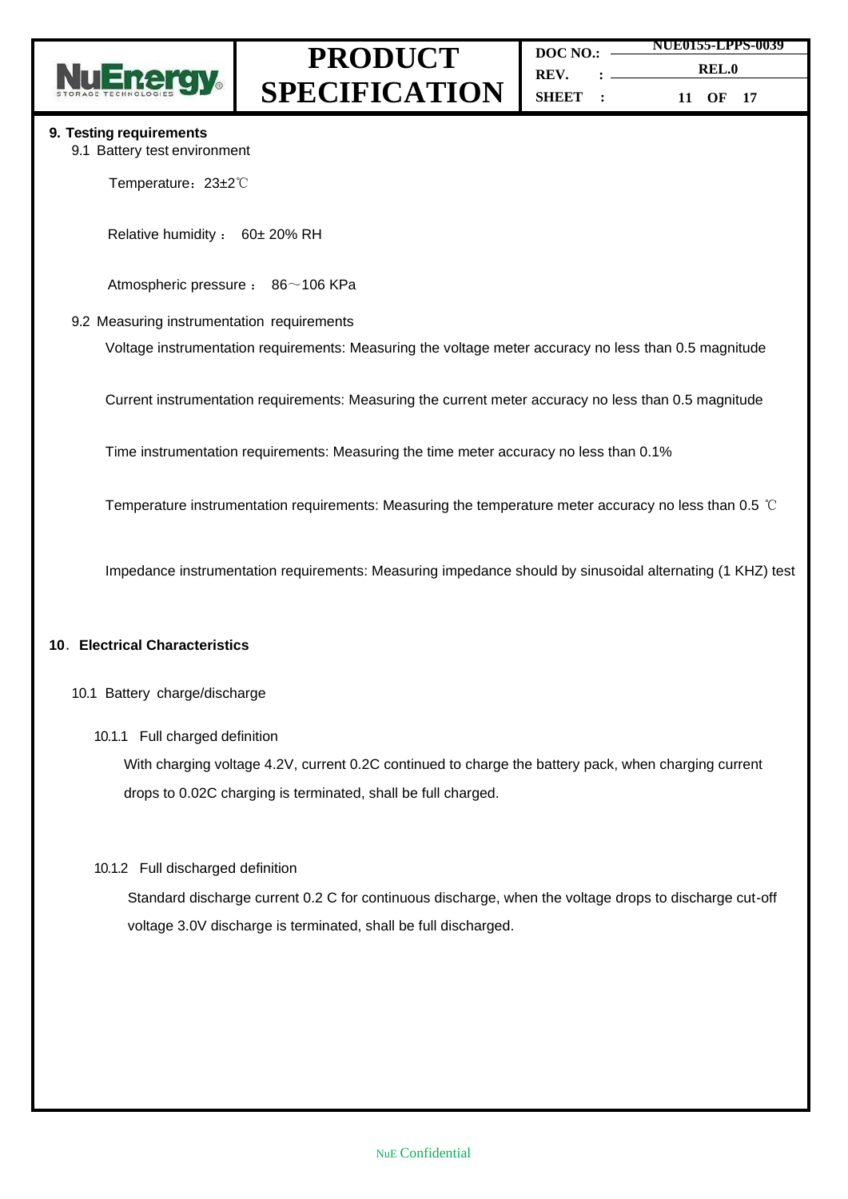## 9. Testing requirements

9.1 Battery test environment

Temperature：23±2℃

Relative humidity： 60± 20% RH

Atmospheric pressure： 86～106 KPa

9.2 Measuring instrumentation requirements

Voltage instrumentation requirements: Measuring the voltage meter accuracy no less than 0.5 magnitude

Current instrumentation requirements: Measuring the current meter accuracy no less than 0.5 magnitude

Time instrumentation requirements: Measuring the time meter accuracy no less than 0.1%

Temperature instrumentation requirements: Measuring the temperature meter accuracy no less than 0.5 ℃

Impedance instrumentation requirements: Measuring impedance should by sinusoidal alternating (1 KHZ) test

## 10. Electrical Characteristics

10.1 Battery charge/discharge

10.1.1 Full charged definition

With charging voltage 4.2V, current 0.2C continued to charge the battery pack, when charging current drops to 0.02C charging is terminated, shall be full charged.

10.1.2 Full discharged definition

Standard discharge current 0.2 C for continuous discharge, when the voltage drops to discharge cut-off voltage 3.0V discharge is terminated, shall be full discharged.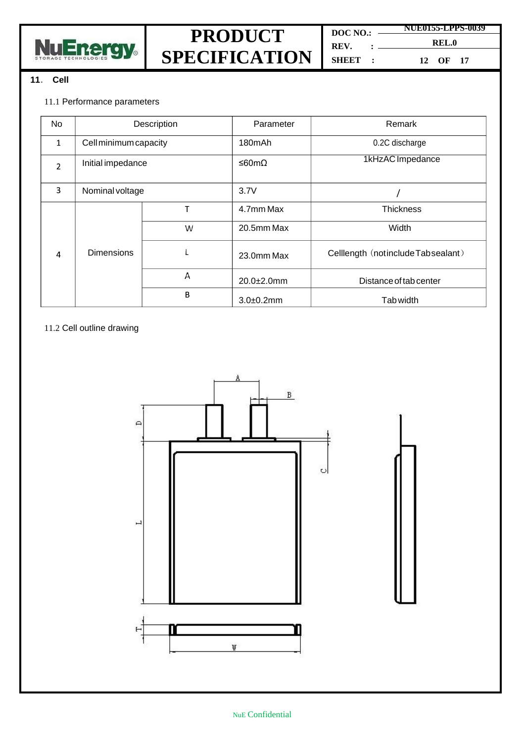## 11. Cell

### 11.1 Performance parameters

| No | Description | | Parameter | Remark |
|---|---|---|---|---|
| 1 | Cell minimum capacity | | 180mAh | 0.2C discharge |
| 2 | Initial impedance | | ≤60mΩ | 1kHzAC Impedance |
| 3 | Nominal voltage | | 3.7V | / |
| 4 | Dimensions | T | 4.7mm Max | Thickness |
| | | W | 20.5mm Max | Width |
| | | L | 23.0mm Max | Celllength（notincludeTabsealant） |
| | | A | 20.0±2.0mm | Distance of tab center |
| | | B | 3.0±0.2mm | Tab width |

### 11.2 Cell outline drawing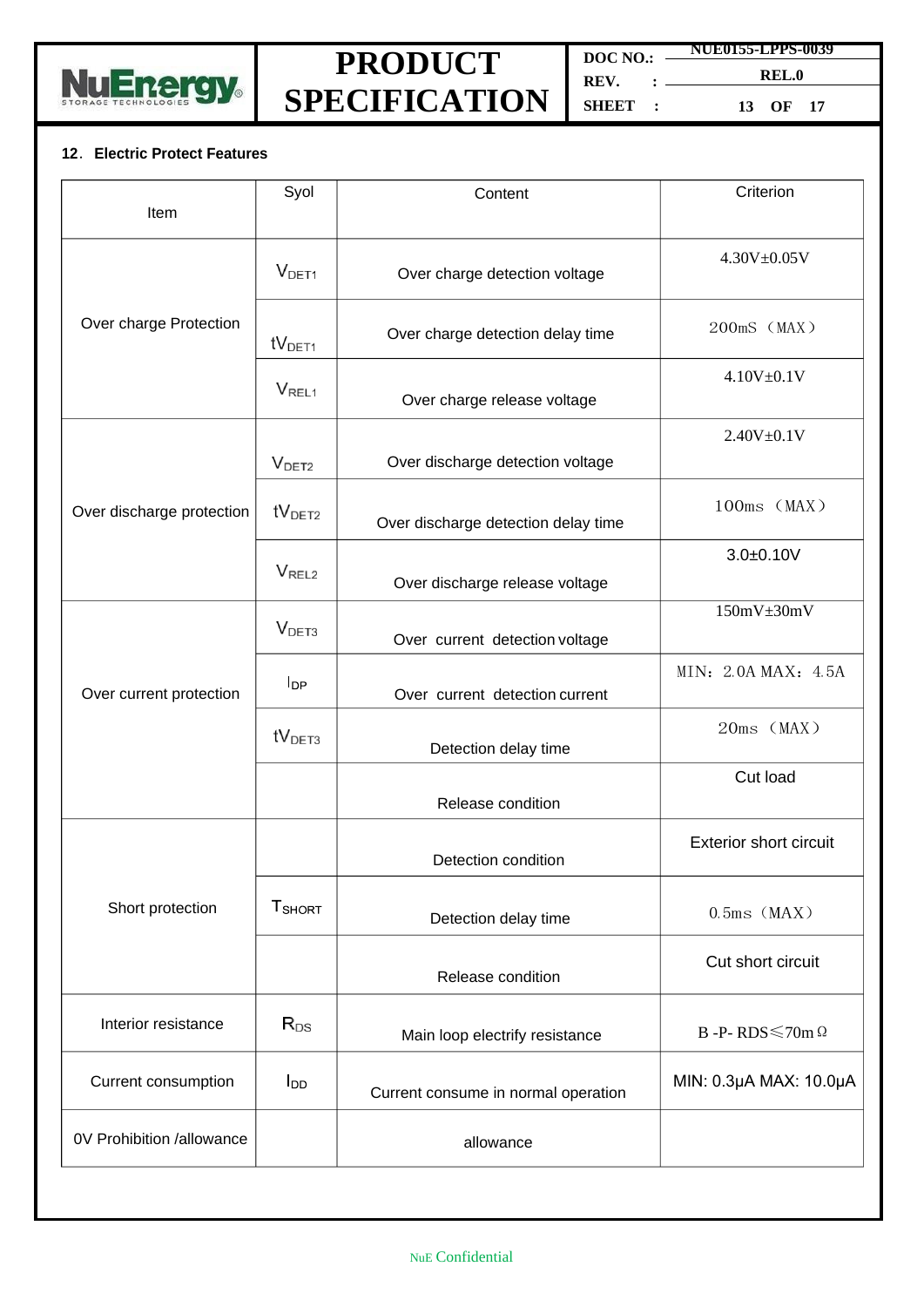## 12. Electric Protect Features

| Item | Syol | Content | Criterion |
|---|---|---|---|
| Over charge Protection | $V_{DET1}$ | Over charge detection voltage | 4.30V±0.05V |
| | $tV_{DET1}$ | Over charge detection delay time | 200mS（MAX） |
| | $V_{REL1}$ | Over charge release voltage | 4.10V±0.1V |
| Over discharge protection | $V_{DET2}$ | Over discharge detection voltage | 2.40V±0.1V |
| | $tV_{DET2}$ | Over discharge detection delay time | 100ms（MAX） |
| | $V_{REL2}$ | Over discharge release voltage | 3.0±0.10V |
| Over current protection | $V_{DET3}$ | Over current detection voltage | 150mV±30mV |
| | $I_{DP}$ | Over current detection current | MIN：2.0A MAX：4.5A |
| | $tV_{DET3}$ | Detection delay time | 20ms（MAX） |
| | | Release condition | Cut load |
| Short protection | | Detection condition | Exterior short circuit |
| | $T_{SHORT}$ | Detection delay time | 0.5ms（MAX） |
| | | Release condition | Cut short circuit |
| Interior resistance | $R_{DS}$ | Main loop electrify resistance | B -P- RDS≤70mΩ |
| Current consumption | $I_{DD}$ | Current consume in normal operation | MIN: 0.3μA MAX: 10.0μA |
| 0V Prohibition /allowance | | allowance | |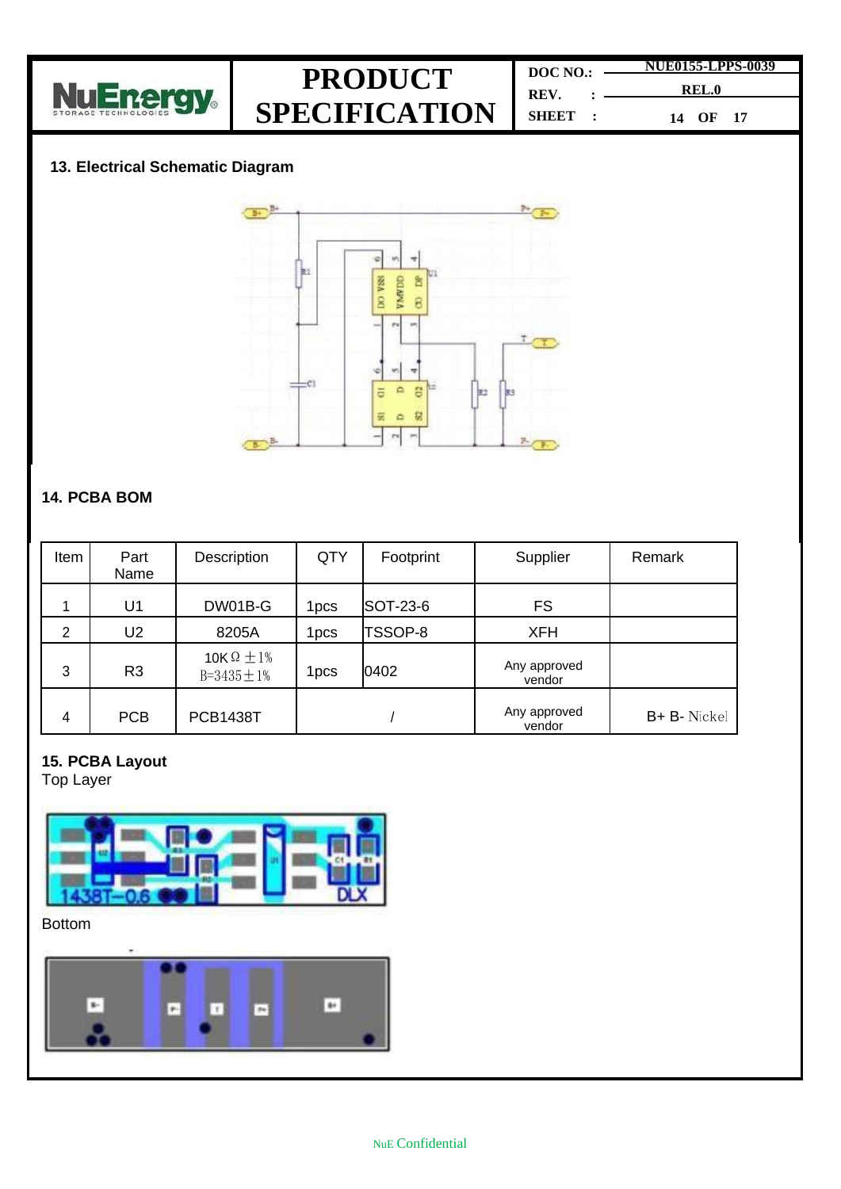## 13. Electrical Schematic Diagram

## 14. PCBA BOM

| Item | Part Name | Description | QTY | Footprint | Supplier | Remark |
|---|---|---|---|---|---|---|
| 1 | U1 | DW01B-G | 1pcs | SOT-23-6 | FS | |
| 2 | U2 | 8205A | 1pcs | TSSOP-8 | XFH | |
| 3 | R3 | 10KΩ ±1% B=3435±1% | 1pcs | 0402 | Any approved vendor | |
| 4 | PCB | PCB1438T | / | | Any approved vendor | B+ B- Nickel |

## 15. PCBA Layout

Top Layer

Bottom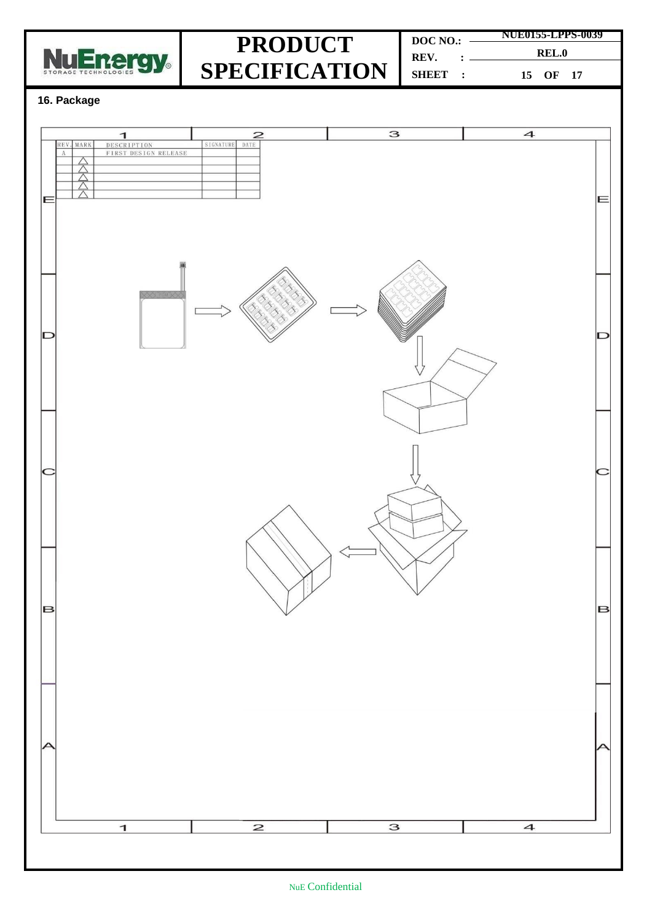## 16. Package

| REV. | MARK | DESCRIPTION | SIGNATURE | DATE |
|---|---|---|---|---|
| A | | FIRST DESIGN RELEASE | | |
| | △ | | | |
| | △ | | | |
| | △ | | | |
| | △ | | | |
| | △ | | | |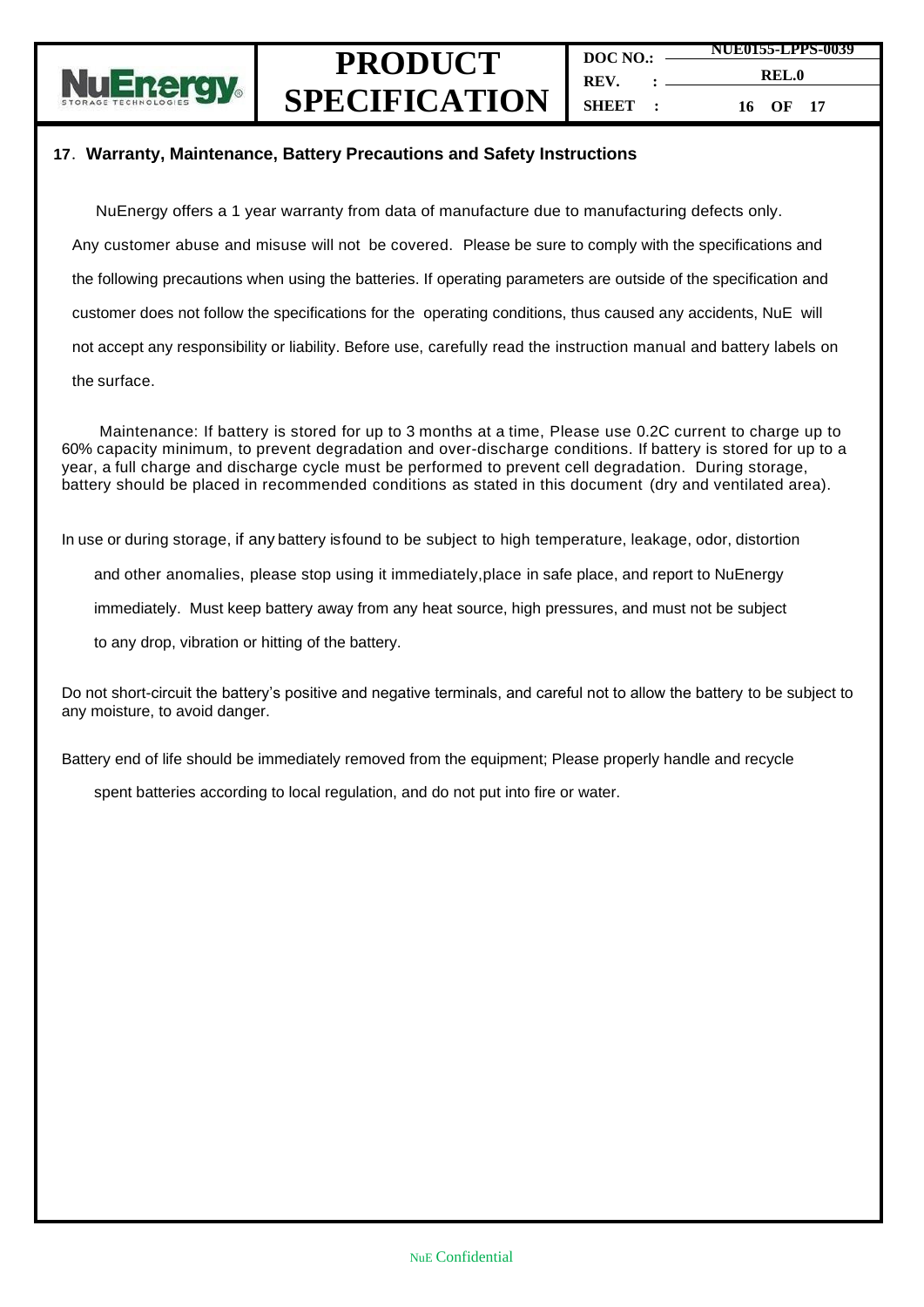## 17. Warranty, Maintenance, Battery Precautions and Safety Instructions

NuEnergy offers a 1 year warranty from data of manufacture due to manufacturing defects only. Any customer abuse and misuse will not be covered. Please be sure to comply with the specifications and the following precautions when using the batteries. If operating parameters are outside of the specification and customer does not follow the specifications for the operating conditions, thus caused any accidents, NuE will not accept any responsibility or liability. Before use, carefully read the instruction manual and battery labels on the surface.

Maintenance: If battery is stored for up to 3 months at a time, Please use 0.2C current to charge up to 60% capacity minimum, to prevent degradation and over-discharge conditions. If battery is stored for up to a year, a full charge and discharge cycle must be performed to prevent cell degradation. During storage, battery should be placed in recommended conditions as stated in this document (dry and ventilated area).

In use or during storage, if any battery isfound to be subject to high temperature, leakage, odor, distortion and other anomalies, please stop using it immediately,place in safe place, and report to NuEnergy immediately. Must keep battery away from any heat source, high pressures, and must not be subject to any drop, vibration or hitting of the battery.

Do not short-circuit the battery's positive and negative terminals, and careful not to allow the battery to be subject to any moisture, to avoid danger.

Battery end of life should be immediately removed from the equipment; Please properly handle and recycle spent batteries according to local regulation, and do not put into fire or water.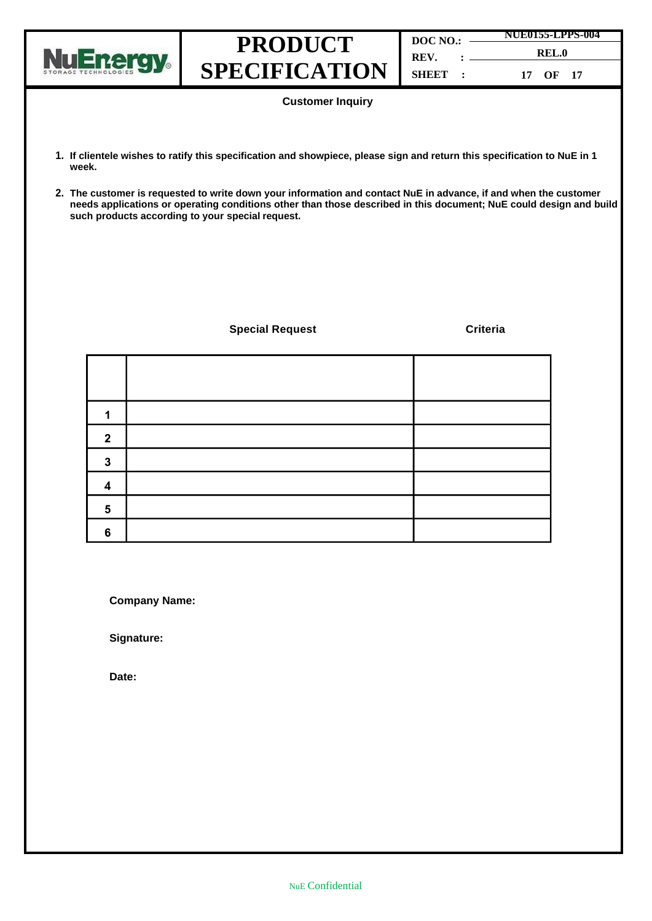**Customer Inquiry**

1. **If clientele wishes to ratify this specification and showpiece, please sign and return this specification to NuE in 1 week.**
2. **The customer is requested to write down your information and contact NuE in advance, if and when the customer needs applications or operating conditions other than those described in this document; NuE could design and build such products according to your special request.**

| | Special Request | Criteria |
|---|---|---|
| | | |
| 1 | | |
| 2 | | |
| 3 | | |
| 4 | | |
| 5 | | |
| 6 | | |

**Company Name:**

**Signature:**

**Date:**